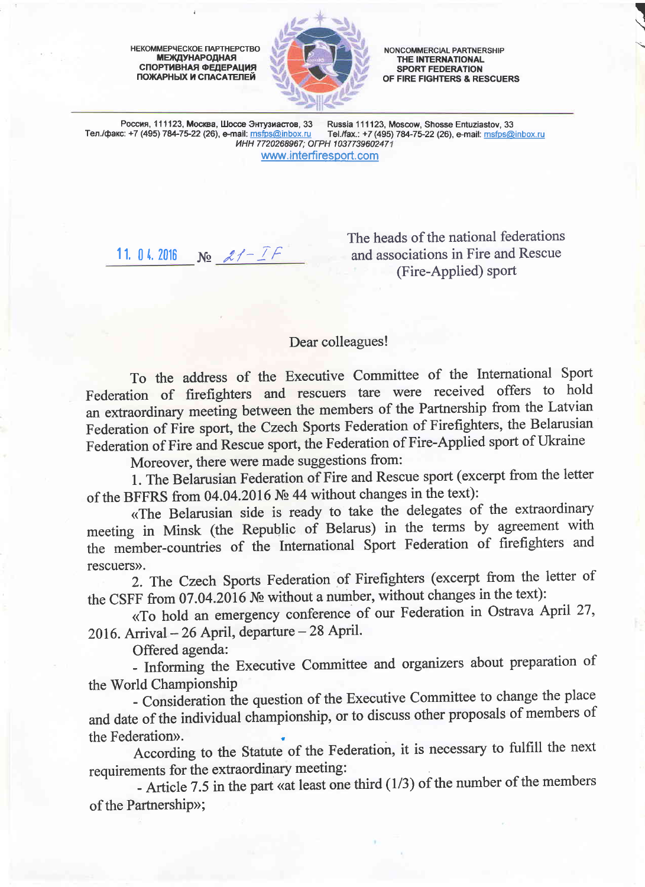НЕКОММЕРЧЕСКОЕ ПАРТНЕРСТВО
**МЕЖДУНАРОДНАЯ СПОРТИВНАЯ ФЕДЕРАЦИЯ ПОЖАРНЫХ И СПАСАТЕЛЕЙ**

NONCOMMERCIAL PARTNERSHIP
**THE INTERNATIONAL SPORT FEDERATION OF FIRE FIGHTERS & RESCUERS**

Россия, 111123, Москва, Шоссе Энтузиастов, 33
Тел./факс: +7 (495) 784-75-22 (26), e-mail: msfps@inbox.ru

Russia 111123, Moscow, Shosse Entuziastov, 33
Tel./fax.: +7 (495) 784-75-22 (26), e-mail: msfps@inbox.ru

*ИНН 7720268967; ОГРН 1037739602471*
www.interfiresport.com

11. 04. 2016 № 21-IF

The heads of the national federations
and associations in Fire and Rescue
(Fire-Applied) sport

Dear colleagues!

To the address of the Executive Committee of the International Sport Federation of firefighters and rescuers tare were received offers to hold an extraordinary meeting between the members of the Partnership from the Latvian Federation of Fire sport, the Czech Sports Federation of Firefighters, the Belarusian Federation of Fire and Rescue sport, the Federation of Fire-Applied sport of Ukraine

Moreover, there were made suggestions from:

1. The Belarusian Federation of Fire and Rescue sport (excerpt from the letter of the BFFRS from 04.04.2016 № 44 without changes in the text):

«The Belarusian side is ready to take the delegates of the extraordinary meeting in Minsk (the Republic of Belarus) in the terms by agreement with the member-countries of the International Sport Federation of firefighters and rescuers».

2. The Czech Sports Federation of Firefighters (excerpt from the letter of the CSFF from 07.04.2016 № without a number, without changes in the text):

«To hold an emergency conference of our Federation in Ostrava April 27, 2016. Arrival – 26 April, departure – 28 April.

Offered agenda:

- Informing the Executive Committee and organizers about preparation of the World Championship
- Consideration the question of the Executive Committee to change the place and date of the individual championship, or to discuss other proposals of members of the Federation».

According to the Statute of the Federation, it is necessary to fulfill the next requirements for the extraordinary meeting:

- Article 7.5 in the part «at least one third (1/3) of the number of the members of the Partnership»;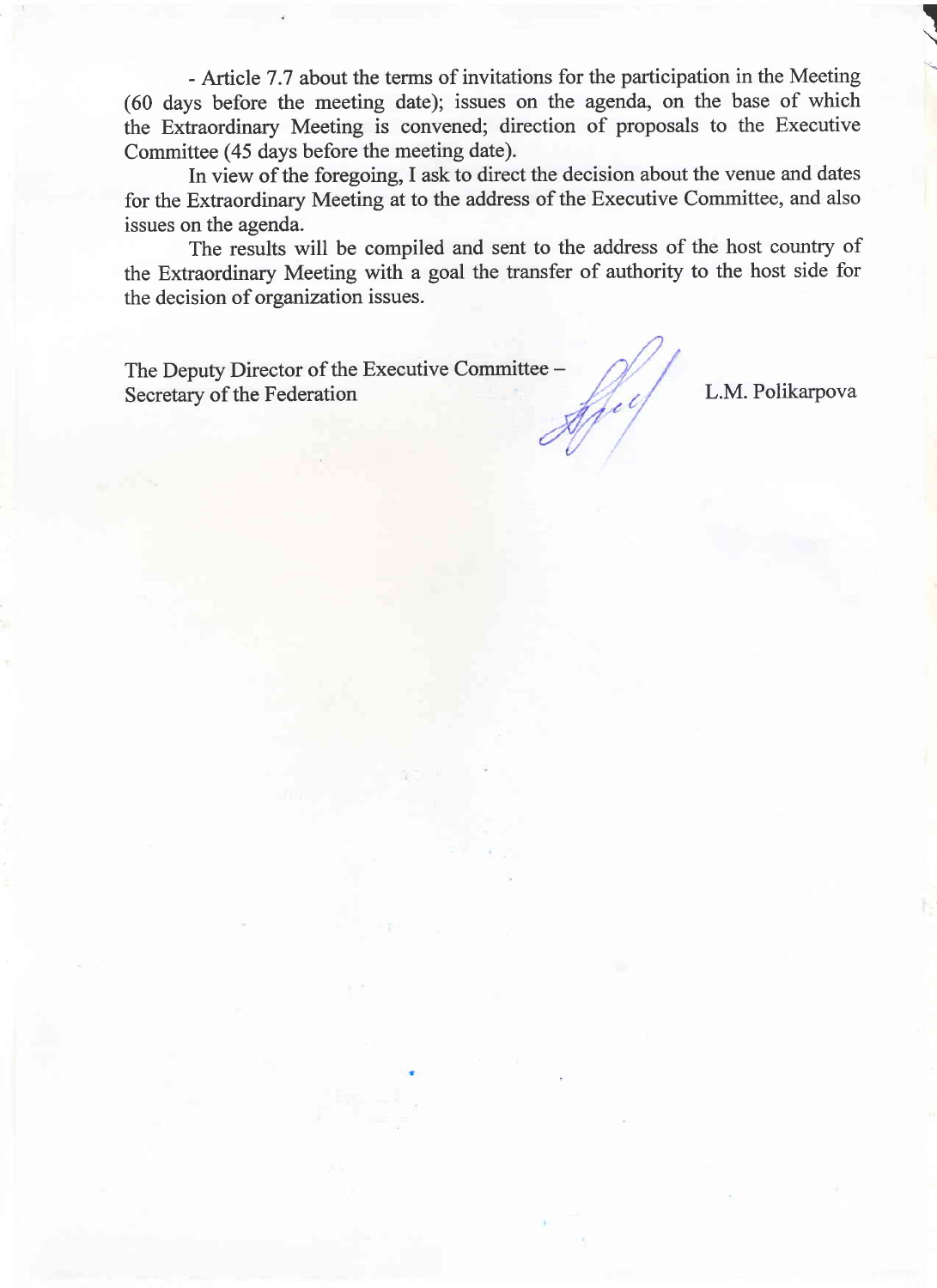- Article 7.7 about the terms of invitations for the participation in the Meeting (60 days before the meeting date); issues on the agenda, on the base of which the Extraordinary Meeting is convened; direction of proposals to the Executive Committee (45 days before the meeting date).

In view of the foregoing, I ask to direct the decision about the venue and dates for the Extraordinary Meeting at to the address of the Executive Committee, and also issues on the agenda.

The results will be compiled and sent to the address of the host country of the Extraordinary Meeting with a goal the transfer of authority to the host side for the decision of organization issues.

The Deputy Director of the Executive Committee –
Secretary of the Federation L.M. Polikarpova